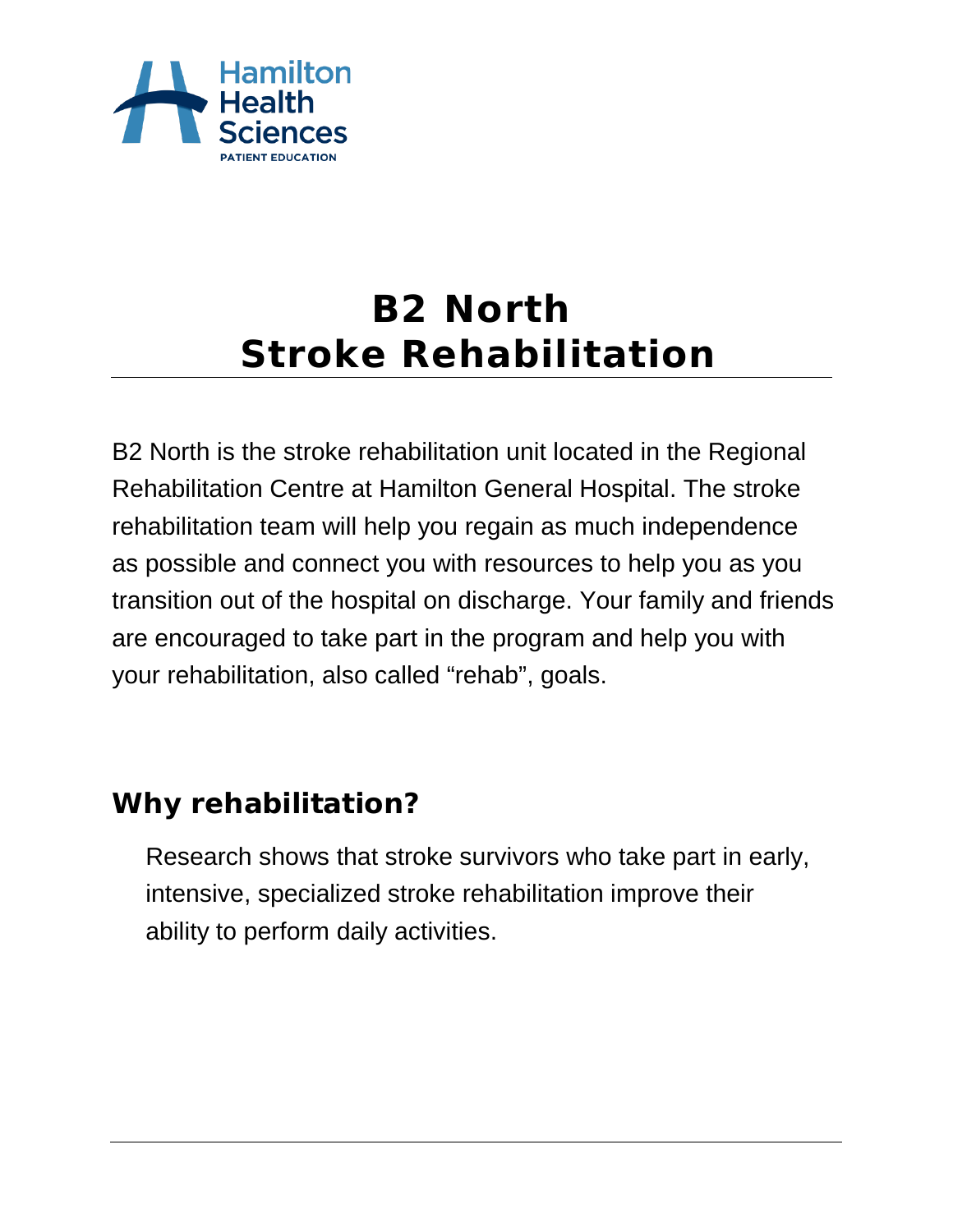Hamilton Health Sciences
PATIENT EDUCATION

# B2 North
# Stroke Rehabilitation

B2 North is the stroke rehabilitation unit located in the Regional Rehabilitation Centre at Hamilton General Hospital. The stroke rehabilitation team will help you regain as much independence as possible and connect you with resources to help you as you transition out of the hospital on discharge. Your family and friends are encouraged to take part in the program and help you with your rehabilitation, also called "rehab", goals.

## Why rehabilitation?

Research shows that stroke survivors who take part in early, intensive, specialized stroke rehabilitation improve their ability to perform daily activities.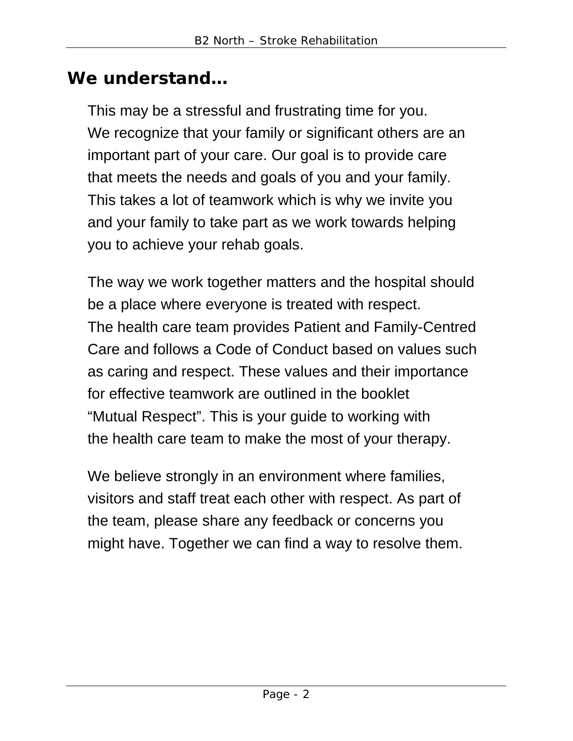## We understand…

This may be a stressful and frustrating time for you. We recognize that your family or significant others are an important part of your care. Our goal is to provide care that meets the needs and goals of you and your family. This takes a lot of teamwork which is why we invite you and your family to take part as we work towards helping you to achieve your rehab goals.

The way we work together matters and the hospital should be a place where everyone is treated with respect. The health care team provides Patient and Family-Centred Care and follows a Code of Conduct based on values such as caring and respect. These values and their importance for effective teamwork are outlined in the booklet "Mutual Respect". This is your guide to working with the health care team to make the most of your therapy.

We believe strongly in an environment where families, visitors and staff treat each other with respect. As part of the team, please share any feedback or concerns you might have. Together we can find a way to resolve them.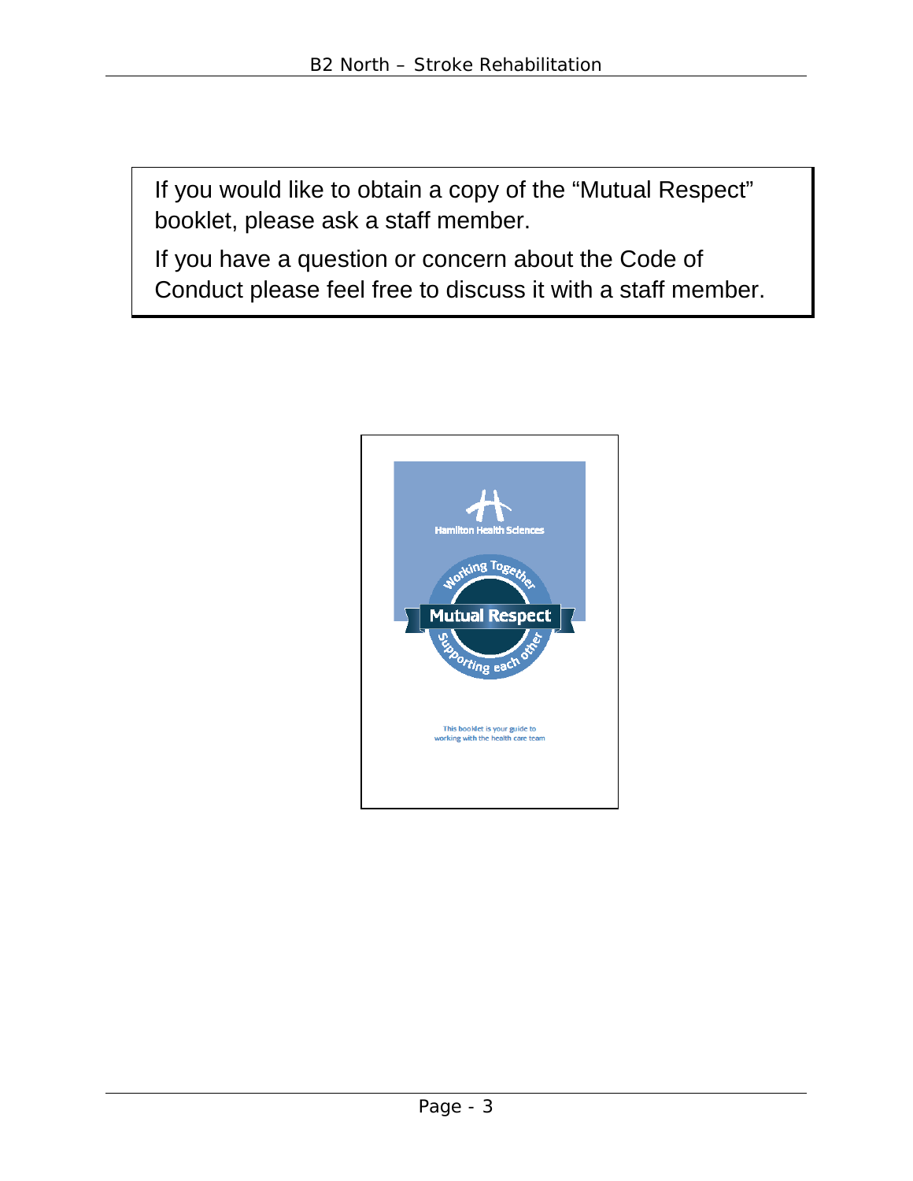If you would like to obtain a copy of the "Mutual Respect" booklet, please ask a staff member.

If you have a question or concern about the Code of Conduct please feel free to discuss it with a staff member.

Hamilton Health Sciences

Working Together

Mutual Respect

Supporting each other

This booklet is your guide to working with the health care team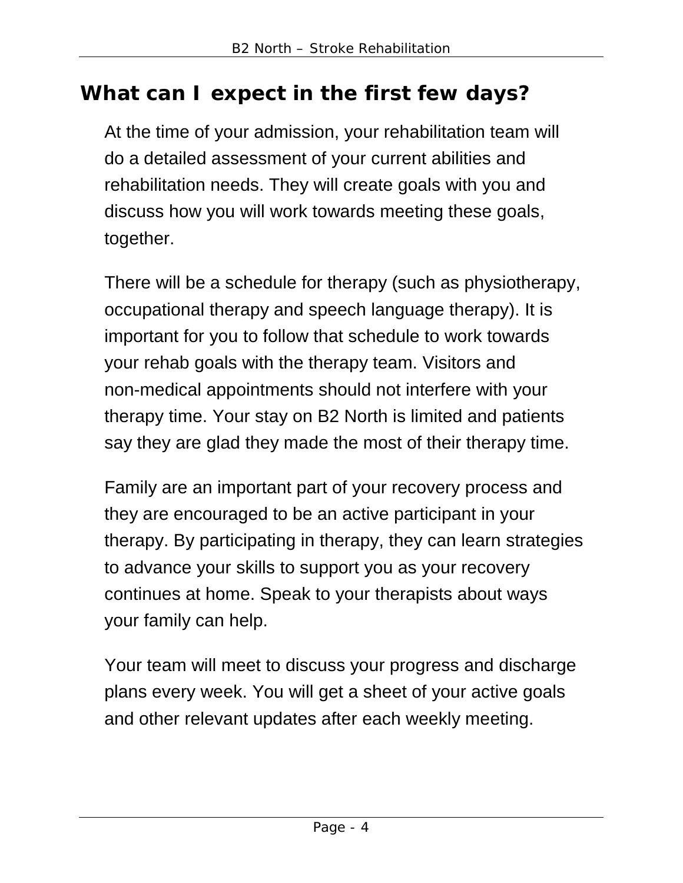## What can I expect in the first few days?

At the time of your admission, your rehabilitation team will do a detailed assessment of your current abilities and rehabilitation needs. They will create goals with you and discuss how you will work towards meeting these goals, together.

There will be a schedule for therapy (such as physiotherapy, occupational therapy and speech language therapy). It is important for you to follow that schedule to work towards your rehab goals with the therapy team. Visitors and non-medical appointments should not interfere with your therapy time. Your stay on B2 North is limited and patients say they are glad they made the most of their therapy time.

Family are an important part of your recovery process and they are encouraged to be an active participant in your therapy. By participating in therapy, they can learn strategies to advance your skills to support you as your recovery continues at home. Speak to your therapists about ways your family can help.

Your team will meet to discuss your progress and discharge plans every week. You will get a sheet of your active goals and other relevant updates after each weekly meeting.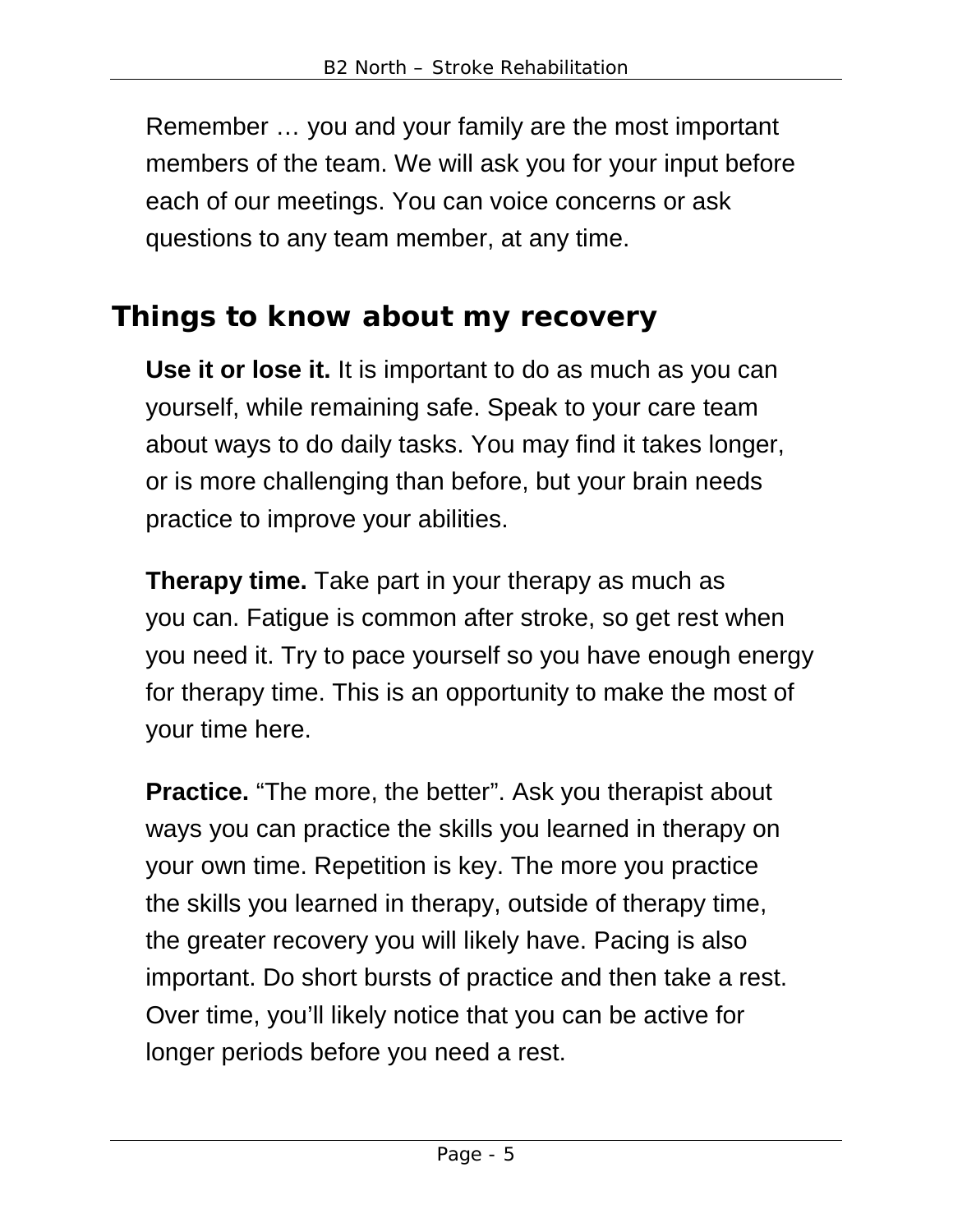Remember … you and your family are the most important members of the team. We will ask you for your input before each of our meetings. You can voice concerns or ask questions to any team member, at any time.

## Things to know about my recovery

**Use it or lose it.** It is important to do as much as you can yourself, while remaining safe. Speak to your care team about ways to do daily tasks. You may find it takes longer, or is more challenging than before, but your brain needs practice to improve your abilities.

**Therapy time.** Take part in your therapy as much as you can. Fatigue is common after stroke, so get rest when you need it. Try to pace yourself so you have enough energy for therapy time. This is an opportunity to make the most of your time here.

**Practice.** "The more, the better". Ask you therapist about ways you can practice the skills you learned in therapy on your own time. Repetition is key. The more you practice the skills you learned in therapy, outside of therapy time, the greater recovery you will likely have. Pacing is also important. Do short bursts of practice and then take a rest. Over time, you'll likely notice that you can be active for longer periods before you need a rest.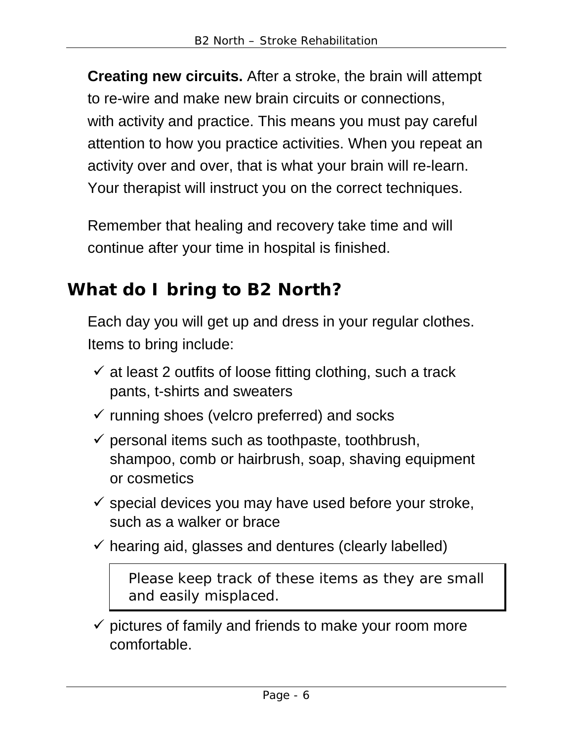**Creating new circuits.** After a stroke, the brain will attempt to re-wire and make new brain circuits or connections, with activity and practice. This means you must pay careful attention to how you practice activities. When you repeat an activity over and over, that is what your brain will re-learn. Your therapist will instruct you on the correct techniques.

Remember that healing and recovery take time and will continue after your time in hospital is finished.

## What do I bring to B2 North?

Each day you will get up and dress in your regular clothes. Items to bring include:

- ✓ at least 2 outfits of loose fitting clothing, such a track pants, t-shirts and sweaters
- ✓ running shoes (velcro preferred) and socks
- ✓ personal items such as toothpaste, toothbrush, shampoo, comb or hairbrush, soap, shaving equipment or cosmetics
- ✓ special devices you may have used before your stroke, such as a walker or brace
- ✓ hearing aid, glasses and dentures (clearly labelled)

> Please keep track of these items as they are small and easily misplaced.

- ✓ pictures of family and friends to make your room more comfortable.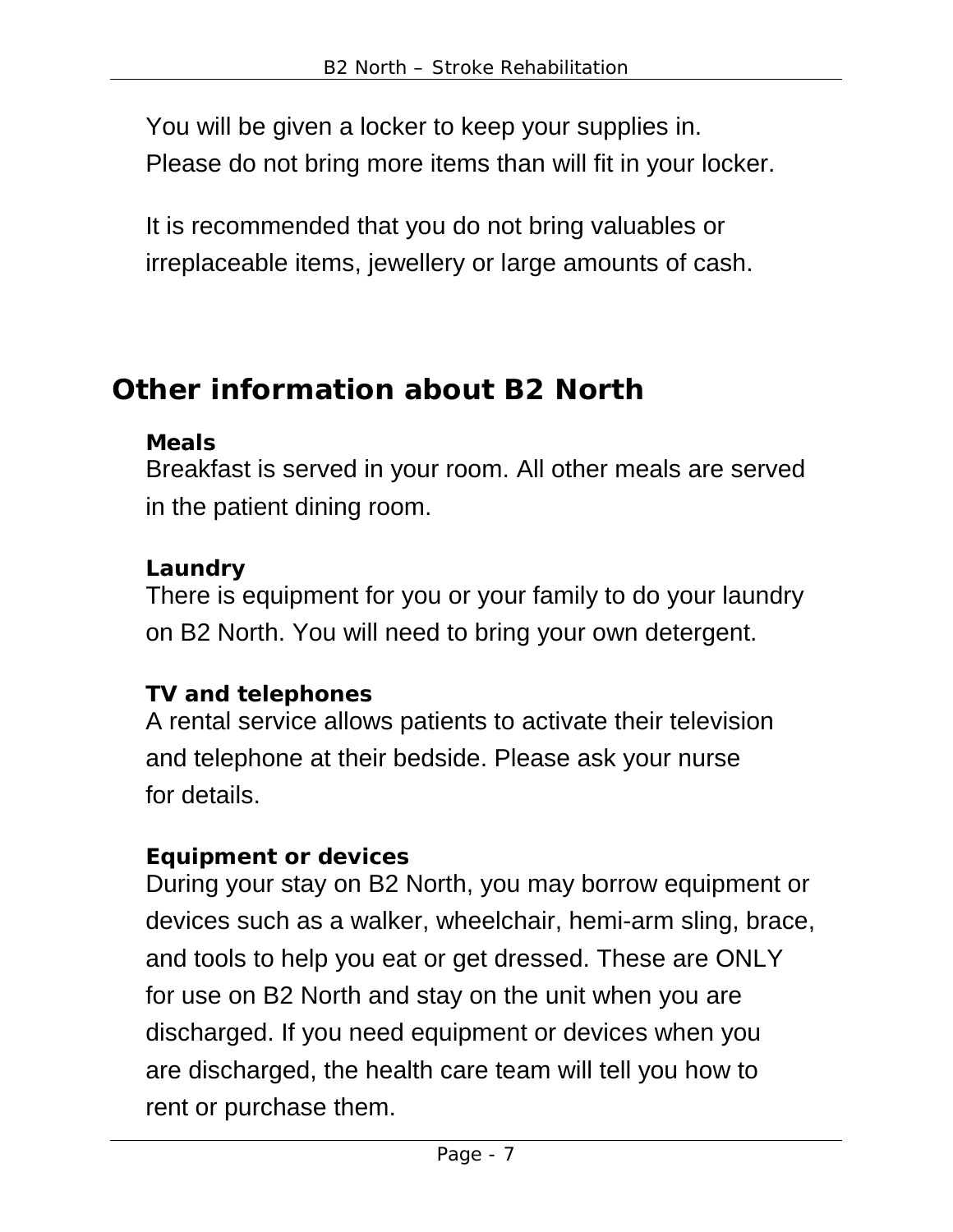You will be given a locker to keep your supplies in. Please do not bring more items than will fit in your locker.

It is recommended that you do not bring valuables or irreplaceable items, jewellery or large amounts of cash.

## Other information about B2 North

### Meals

Breakfast is served in your room. All other meals are served in the patient dining room.

### Laundry

There is equipment for you or your family to do your laundry on B2 North. You will need to bring your own detergent.

### TV and telephones

A rental service allows patients to activate their television and telephone at their bedside. Please ask your nurse for details.

### Equipment or devices

During your stay on B2 North, you may borrow equipment or devices such as a walker, wheelchair, hemi-arm sling, brace, and tools to help you eat or get dressed. These are ONLY for use on B2 North and stay on the unit when you are discharged. If you need equipment or devices when you are discharged, the health care team will tell you how to rent or purchase them.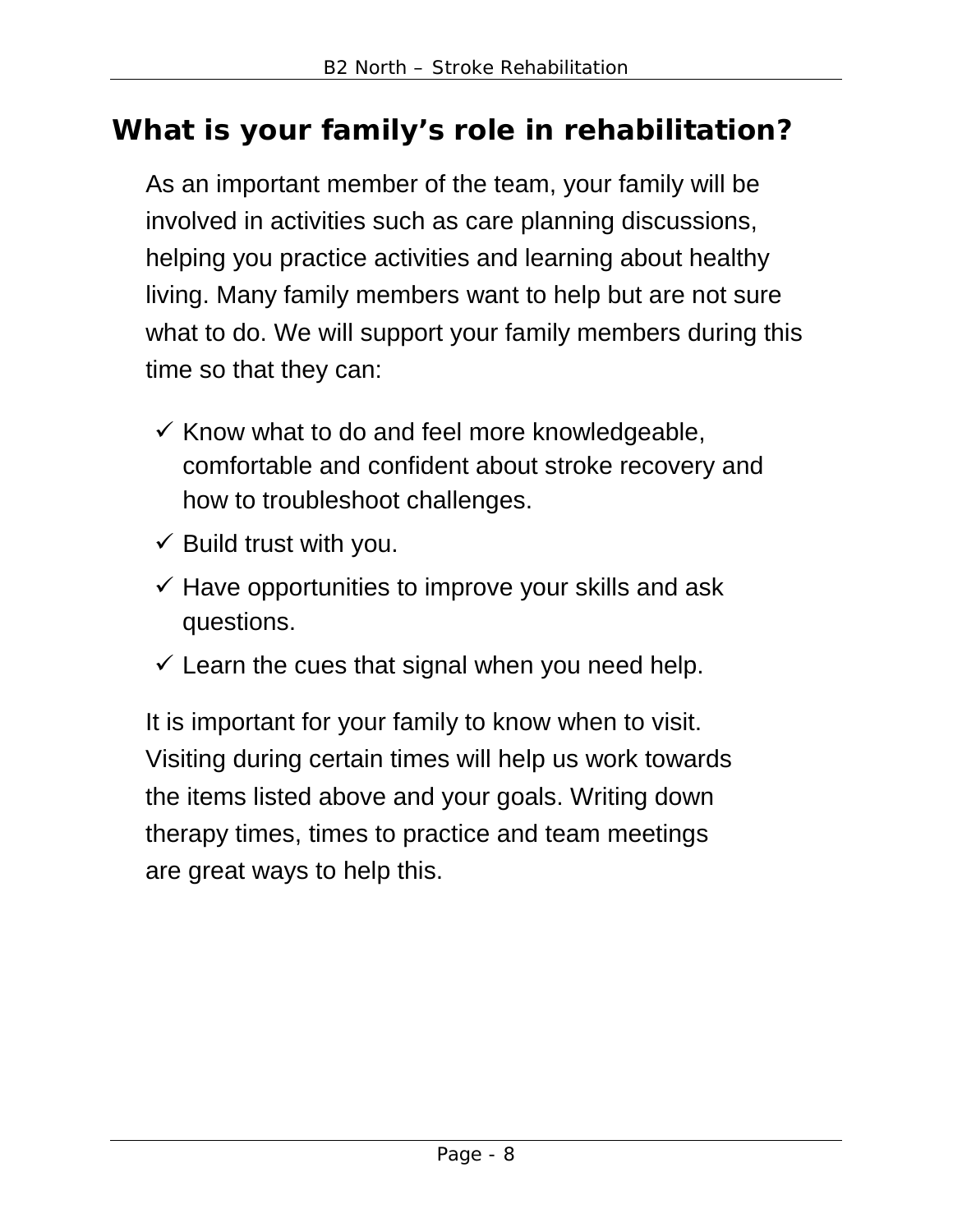## What is your family's role in rehabilitation?

As an important member of the team, your family will be involved in activities such as care planning discussions, helping you practice activities and learning about healthy living. Many family members want to help but are not sure what to do. We will support your family members during this time so that they can:

- ✓ Know what to do and feel more knowledgeable, comfortable and confident about stroke recovery and how to troubleshoot challenges.
- ✓ Build trust with you.
- ✓ Have opportunities to improve your skills and ask questions.
- ✓ Learn the cues that signal when you need help.

It is important for your family to know when to visit. Visiting during certain times will help us work towards the items listed above and your goals. Writing down therapy times, times to practice and team meetings are great ways to help this.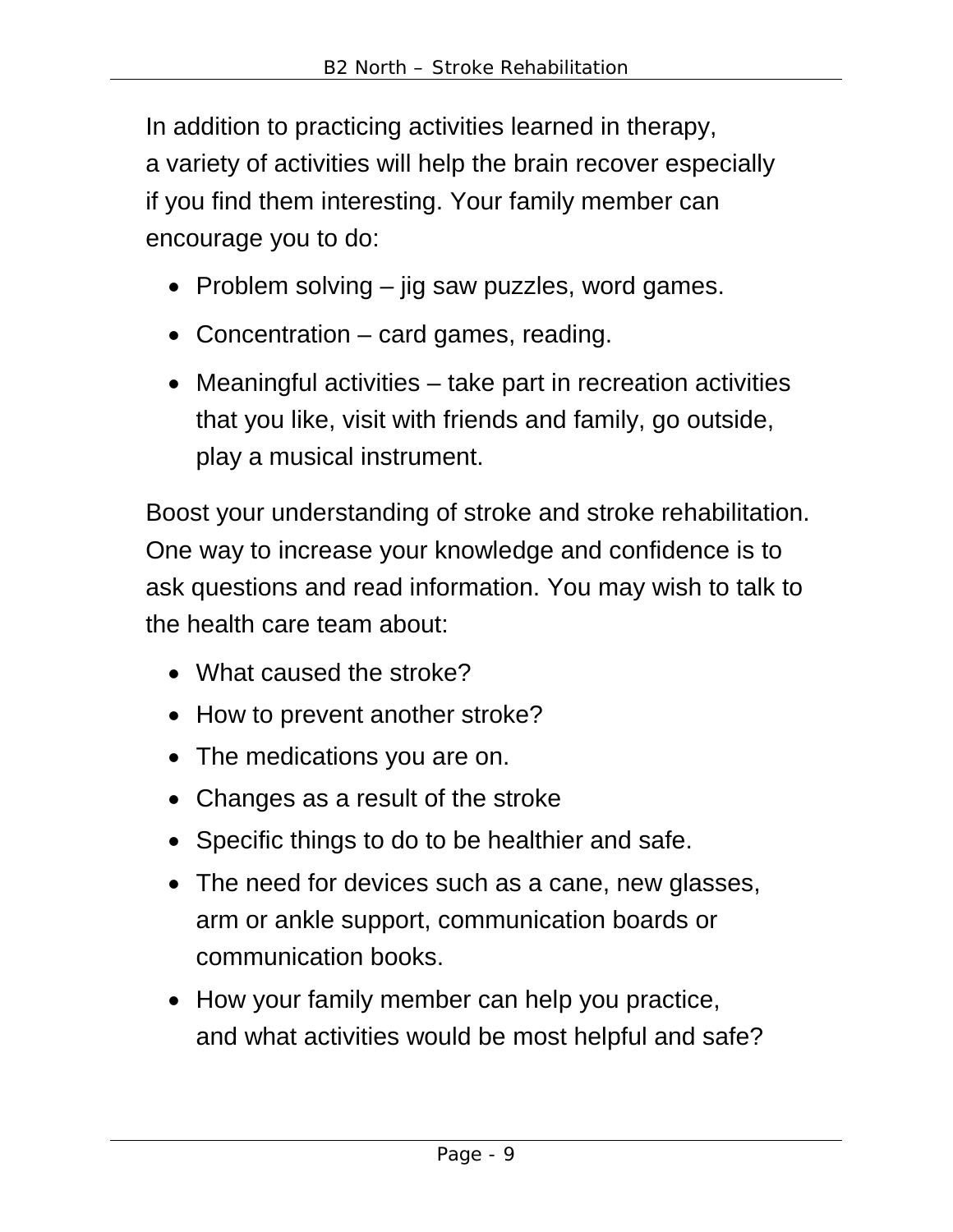In addition to practicing activities learned in therapy, a variety of activities will help the brain recover especially if you find them interesting. Your family member can encourage you to do:

- Problem solving – jig saw puzzles, word games.
- Concentration – card games, reading.
- Meaningful activities – take part in recreation activities that you like, visit with friends and family, go outside, play a musical instrument.

Boost your understanding of stroke and stroke rehabilitation. One way to increase your knowledge and confidence is to ask questions and read information. You may wish to talk to the health care team about:

- What caused the stroke?
- How to prevent another stroke?
- The medications you are on.
- Changes as a result of the stroke
- Specific things to do to be healthier and safe.
- The need for devices such as a cane, new glasses, arm or ankle support, communication boards or communication books.
- How your family member can help you practice, and what activities would be most helpful and safe?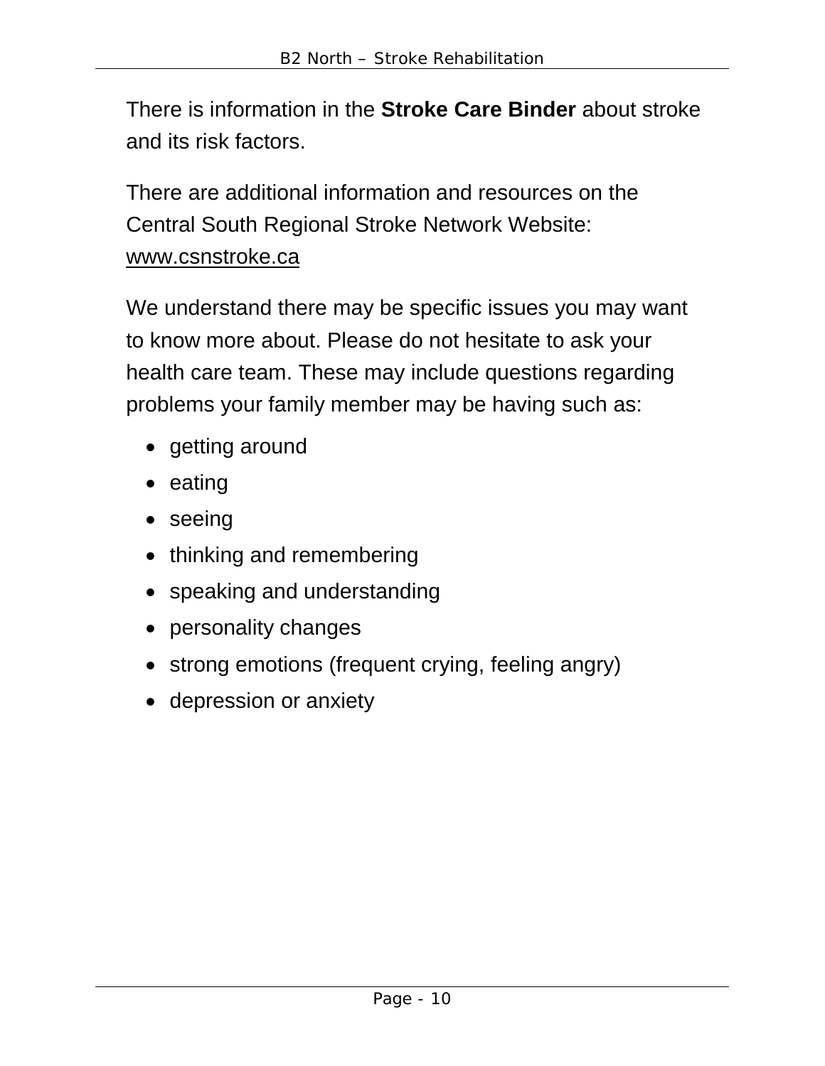There is information in the **Stroke Care Binder** about stroke and its risk factors.

There are additional information and resources on the Central South Regional Stroke Network Website: www.csnstroke.ca

We understand there may be specific issues you may want to know more about. Please do not hesitate to ask your health care team. These may include questions regarding problems your family member may be having such as:

- getting around
- eating
- seeing
- thinking and remembering
- speaking and understanding
- personality changes
- strong emotions (frequent crying, feeling angry)
- depression or anxiety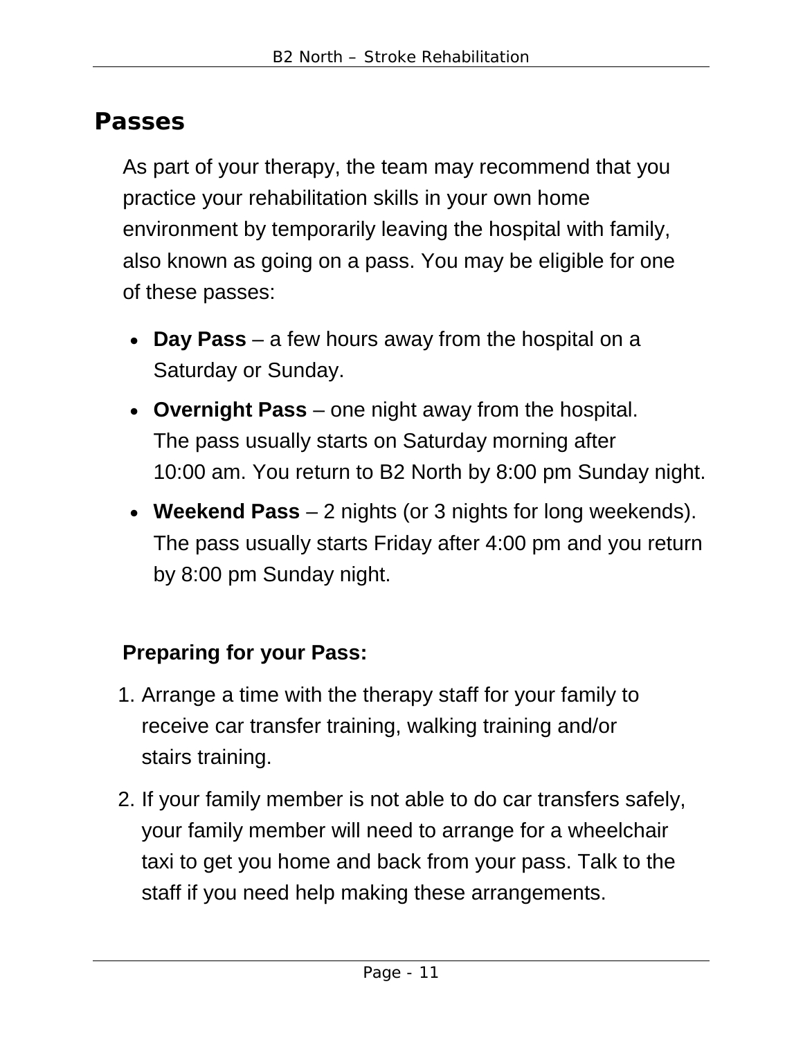## Passes

As part of your therapy, the team may recommend that you practice your rehabilitation skills in your own home environment by temporarily leaving the hospital with family, also known as going on a pass. You may be eligible for one of these passes:

- **Day Pass** – a few hours away from the hospital on a Saturday or Sunday.
- **Overnight Pass** – one night away from the hospital. The pass usually starts on Saturday morning after 10:00 am. You return to B2 North by 8:00 pm Sunday night.
- **Weekend Pass** – 2 nights (or 3 nights for long weekends). The pass usually starts Friday after 4:00 pm and you return by 8:00 pm Sunday night.

### Preparing for your Pass:

1. Arrange a time with the therapy staff for your family to receive car transfer training, walking training and/or stairs training.
2. If your family member is not able to do car transfers safely, your family member will need to arrange for a wheelchair taxi to get you home and back from your pass. Talk to the staff if you need help making these arrangements.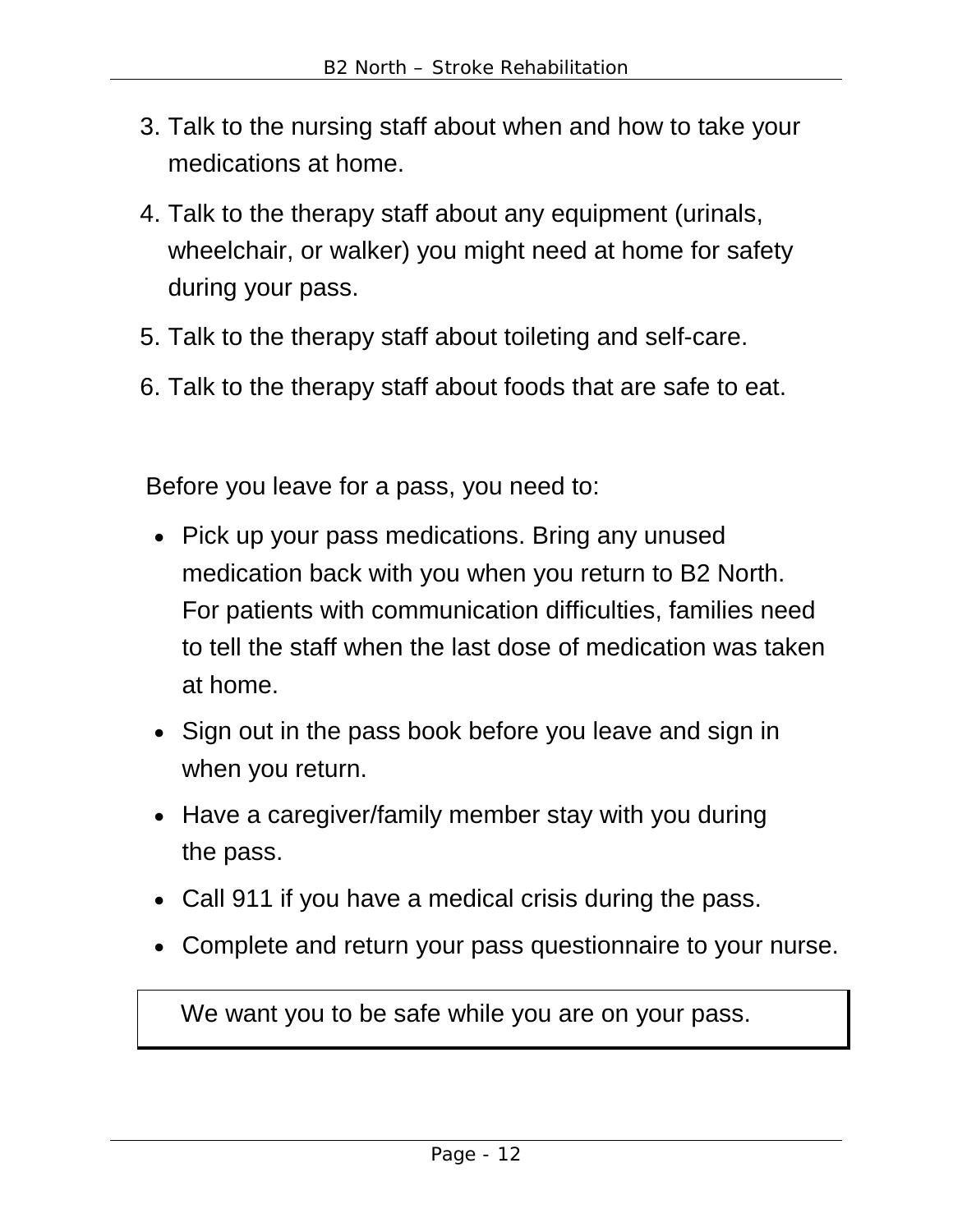3. Talk to the nursing staff about when and how to take your medications at home.
4. Talk to the therapy staff about any equipment (urinals, wheelchair, or walker) you might need at home for safety during your pass.
5. Talk to the therapy staff about toileting and self-care.
6. Talk to the therapy staff about foods that are safe to eat.

Before you leave for a pass, you need to:

- Pick up your pass medications. Bring any unused medication back with you when you return to B2 North. For patients with communication difficulties, families need to tell the staff when the last dose of medication was taken at home.
- Sign out in the pass book before you leave and sign in when you return.
- Have a caregiver/family member stay with you during the pass.
- Call 911 if you have a medical crisis during the pass.
- Complete and return your pass questionnaire to your nurse.

We want you to be safe while you are on your pass.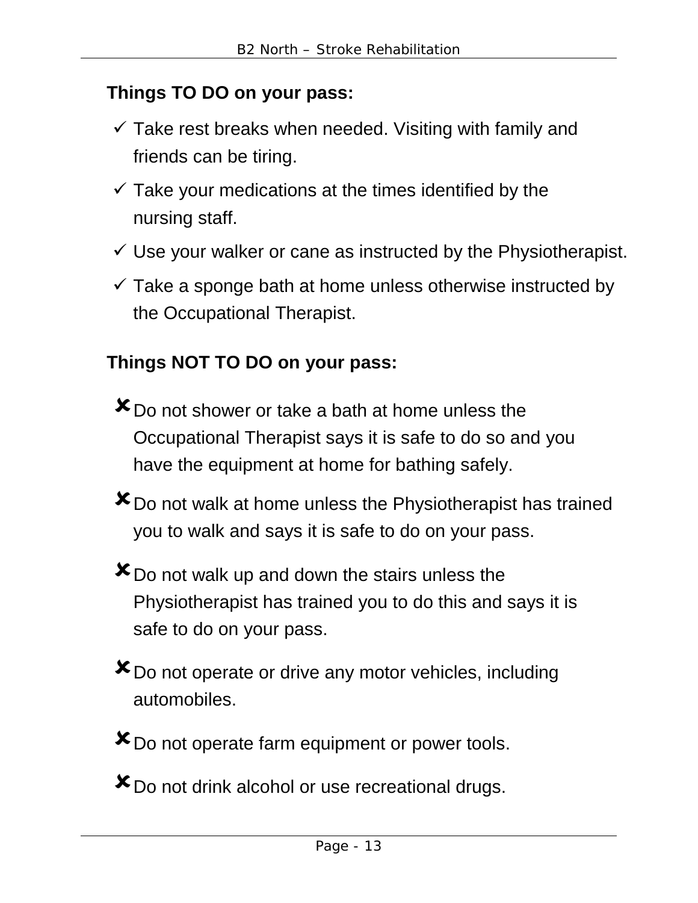**Things TO DO on your pass:**

- ✓ Take rest breaks when needed. Visiting with family and friends can be tiring.
- ✓ Take your medications at the times identified by the nursing staff.
- ✓ Use your walker or cane as instructed by the Physiotherapist.
- ✓ Take a sponge bath at home unless otherwise instructed by the Occupational Therapist.

**Things NOT TO DO on your pass:**

- ✘ Do not shower or take a bath at home unless the Occupational Therapist says it is safe to do so and you have the equipment at home for bathing safely.
- ✘ Do not walk at home unless the Physiotherapist has trained you to walk and says it is safe to do on your pass.
- ✘ Do not walk up and down the stairs unless the Physiotherapist has trained you to do this and says it is safe to do on your pass.
- ✘ Do not operate or drive any motor vehicles, including automobiles.
- ✘ Do not operate farm equipment or power tools.
- ✘ Do not drink alcohol or use recreational drugs.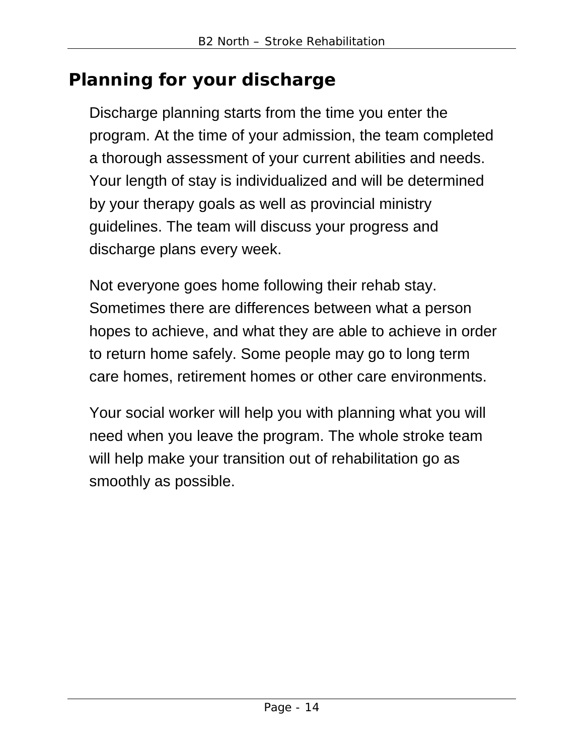## Planning for your discharge

Discharge planning starts from the time you enter the program. At the time of your admission, the team completed a thorough assessment of your current abilities and needs. Your length of stay is individualized and will be determined by your therapy goals as well as provincial ministry guidelines. The team will discuss your progress and discharge plans every week.

Not everyone goes home following their rehab stay. Sometimes there are differences between what a person hopes to achieve, and what they are able to achieve in order to return home safely. Some people may go to long term care homes, retirement homes or other care environments.

Your social worker will help you with planning what you will need when you leave the program. The whole stroke team will help make your transition out of rehabilitation go as smoothly as possible.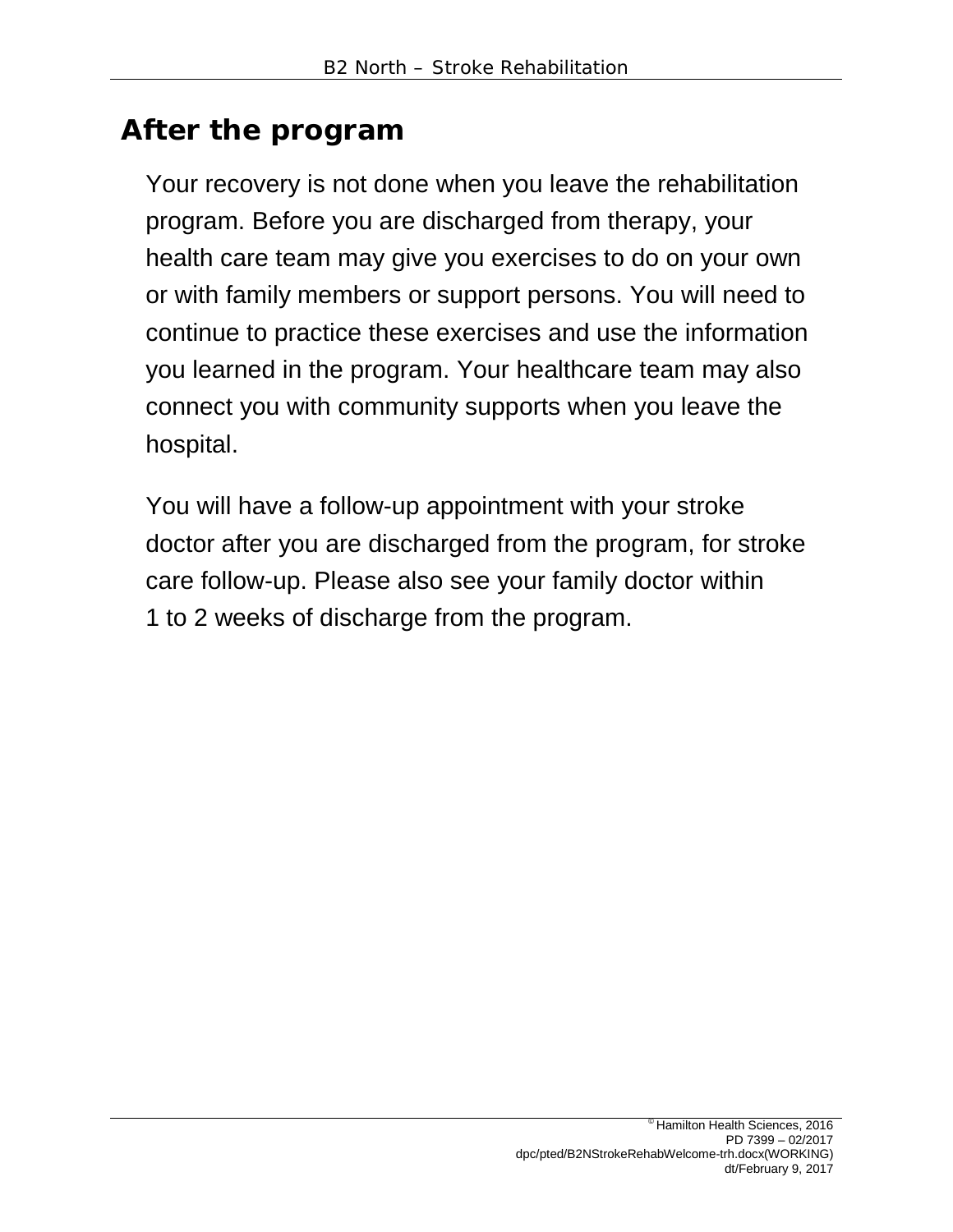## After the program

Your recovery is not done when you leave the rehabilitation program. Before you are discharged from therapy, your health care team may give you exercises to do on your own or with family members or support persons. You will need to continue to practice these exercises and use the information you learned in the program. Your healthcare team may also connect you with community supports when you leave the hospital.

You will have a follow-up appointment with your stroke doctor after you are discharged from the program, for stroke care follow-up. Please also see your family doctor within 1 to 2 weeks of discharge from the program.

© Hamilton Health Sciences, 2016
PD 7399 – 02/2017
dpc/pted/B2NStrokeRehabWelcome-trh.docx(WORKING)
dt/February 9, 2017